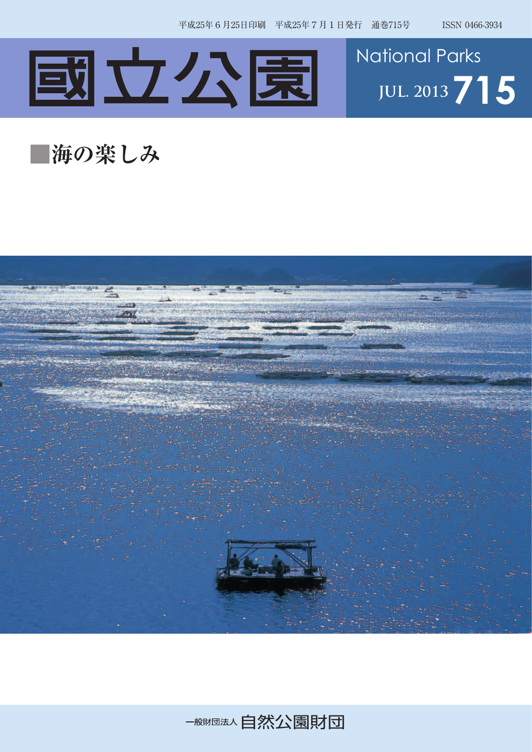平成25年６月25日印刷　平成25年７月１日発行　通巻715号　ISSN 0466-3934

# 國立公園

National Parks

JUL. 2013 715

## ■海の楽しみ

一般財団法人 自然公園財団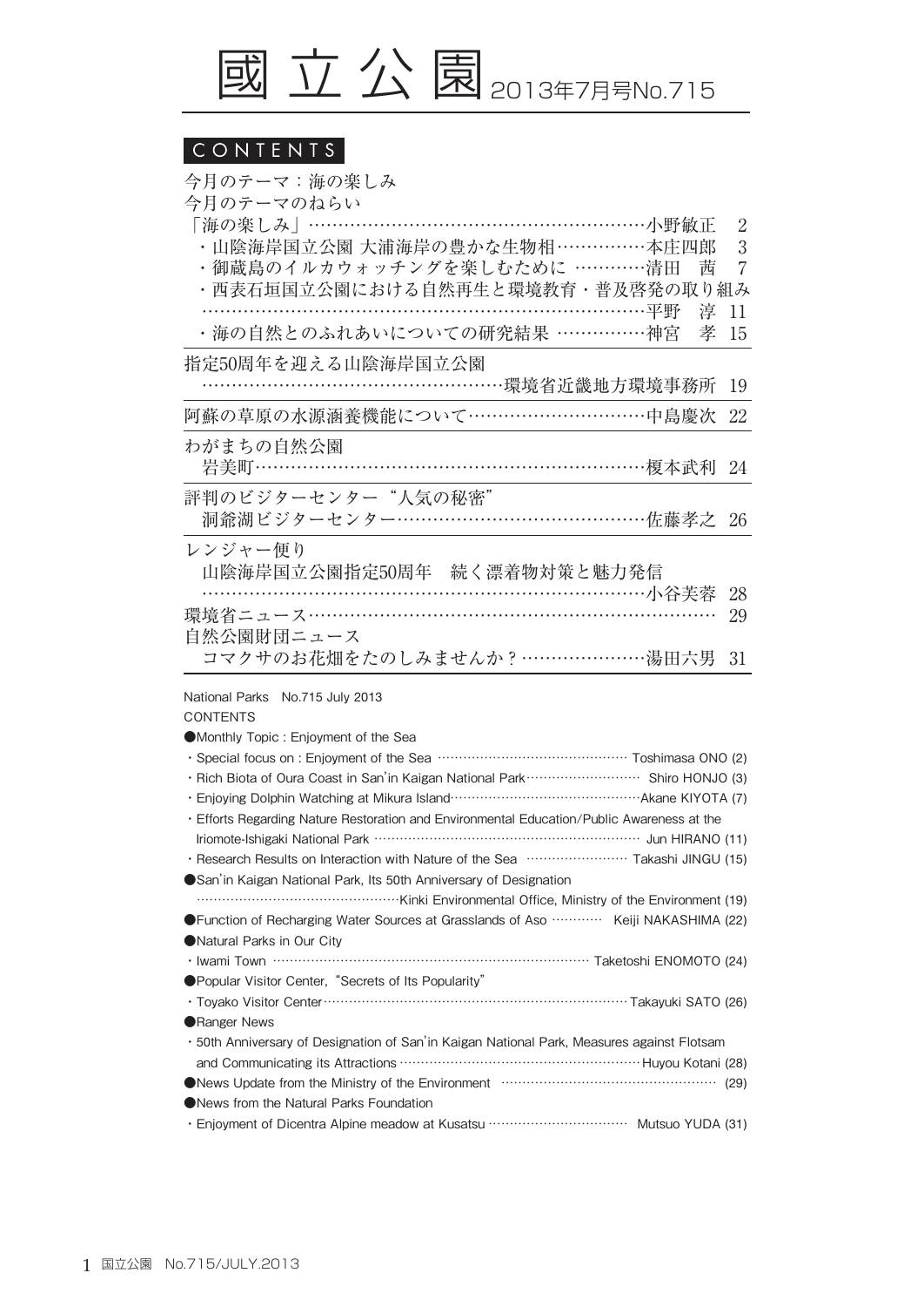# 國立公園 2013年7月号No.715

## CONTENTS

今月のテーマ：海の楽しみ

今月のテーマのねらい

「海の楽しみ」……………………………………………………小野敏正 2

・山陰海岸国立公園 大浦海岸の豊かな生物相……………本庄四郎 3

・御蔵島のイルカウォッチングを楽しむために …………清田 茜 7

・西表石垣国立公園における自然再生と環境教育・普及啓発の取り組み ………………………………………………………………平野 淳 11

・海の自然とのふれあいについての研究結果 ……………神宮 孝 15

指定50周年を迎える山陰海岸国立公園 ……………………………………………環境省近畿地方環境事務所 19

阿蘇の草原の水源涵養機能について…………………………中島慶次 22

わがまちの自然公園
岩美町…………………………………………………………榎本武利 24

評判のビジターセンター“人気の秘密”
洞爺湖ビジターセンター……………………………………佐藤孝之 26

レンジャー便り
山陰海岸国立公園指定50周年 続く漂着物対策と魅力発信 ………………………………………………………………小谷芙蓉 28

環境省ニュース………………………………………………………………… 29

自然公園財団ニュース
コマクサのお花畑をたのしみませんか？…………………湯田六男 31

National Parks No.715 July 2013
CONTENTS

●Monthly Topic : Enjoyment of the Sea

・Special focus on : Enjoyment of the Sea ……………………………………… Toshimasa ONO (2)

・Rich Biota of Oura Coast in San'in Kaigan National Park……………………… Shiro HONJO (3)

・Enjoying Dolphin Watching at Mikura Island………………………………………Akane KIYOTA (7)

・Efforts Regarding Nature Restoration and Environmental Education/Public Awareness at the Iriomote-Ishigaki National Park ………………………………………………………… Jun HIRANO (11)

・Research Results on Interaction with Nature of the Sea …………………… Takashi JINGU (15)

●San'in Kaigan National Park, Its 50th Anniversary of Designation
…………………………………………Kinki Environmental Office, Ministry of the Environment (19)

●Function of Recharging Water Sources at Grasslands of Aso ………… Keiji NAKASHIMA (22)

●Natural Parks in Our City

・Iwami Town …………………………………………………………………… Taketoshi ENOMOTO (24)

●Popular Visitor Center, "Secrets of Its Popularity"

・Toyako Visitor Center……………………………………………………………… Takayuki SATO (26)

●Ranger News

・50th Anniversary of Designation of San'in Kaigan National Park, Measures against Flotsam and Communicating its Attractions ……………………………………………………Huyou Kotani (28)

●News Update from the Ministry of the Environment …………………………………………… (29)

●News from the Natural Parks Foundation

・Enjoyment of Dicentra Alpine meadow at Kusatsu …………………………… Mutsuo YUDA (31)